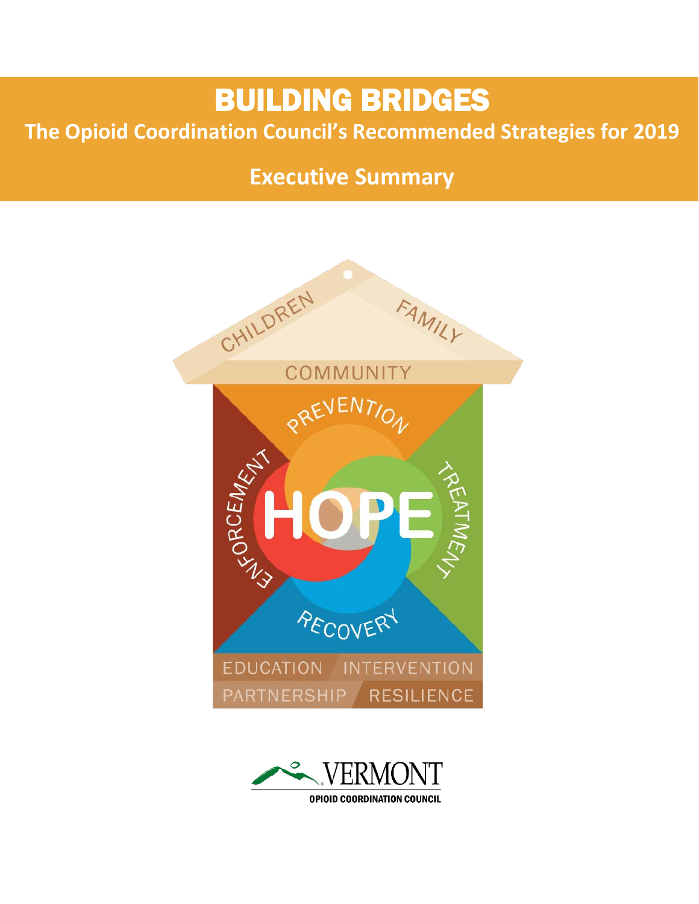# BUILDING BRIDGES

## The Opioid Coordination Council's Recommended Strategies for 2019

## Executive Summary

CHILDREN FAMILY

COMMUNITY

PREVENTION

ENFORCEMENT HOPE TREATMENT

RECOVERY

EDUCATION INTERVENTION

PARTNERSHIP RESILIENCE

VERMONT

OPIOID COORDINATION COUNCIL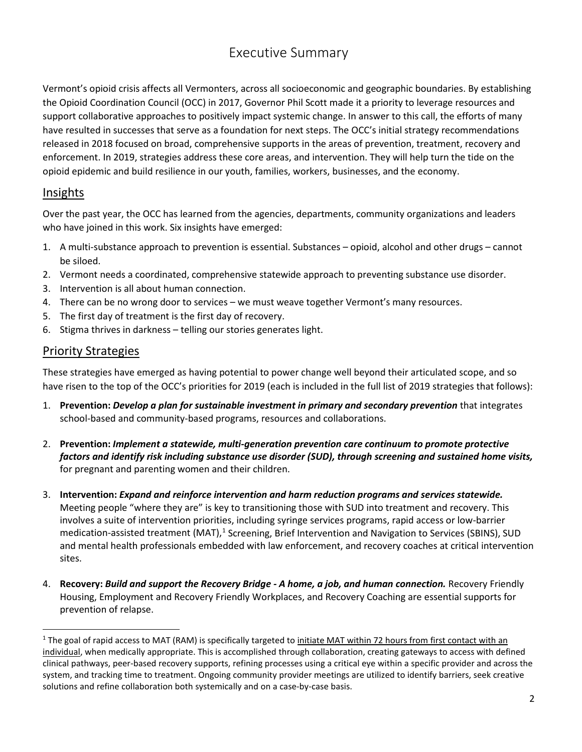# Executive Summary

Vermont's opioid crisis affects all Vermonters, across all socioeconomic and geographic boundaries. By establishing the Opioid Coordination Council (OCC) in 2017, Governor Phil Scott made it a priority to leverage resources and support collaborative approaches to positively impact systemic change. In answer to this call, the efforts of many have resulted in successes that serve as a foundation for next steps. The OCC's initial strategy recommendations released in 2018 focused on broad, comprehensive supports in the areas of prevention, treatment, recovery and enforcement. In 2019, strategies address these core areas, and intervention. They will help turn the tide on the opioid epidemic and build resilience in our youth, families, workers, businesses, and the economy.

## Insights

Over the past year, the OCC has learned from the agencies, departments, community organizations and leaders who have joined in this work. Six insights have emerged:

1. A multi-substance approach to prevention is essential. Substances – opioid, alcohol and other drugs – cannot be siloed.
2. Vermont needs a coordinated, comprehensive statewide approach to preventing substance use disorder.
3. Intervention is all about human connection.
4. There can be no wrong door to services – we must weave together Vermont's many resources.
5. The first day of treatment is the first day of recovery.
6. Stigma thrives in darkness – telling our stories generates light.

## Priority Strategies

These strategies have emerged as having potential to power change well beyond their articulated scope, and so have risen to the top of the OCC's priorities for 2019 (each is included in the full list of 2019 strategies that follows):

1. **Prevention:** ***Develop a plan for sustainable investment in primary and secondary prevention*** that integrates school-based and community-based programs, resources and collaborations.

2. **Prevention:** ***Implement a statewide, multi-generation prevention care continuum to promote protective factors and identify risk including substance use disorder (SUD), through screening and sustained home visits,*** for pregnant and parenting women and their children.

3. **Intervention:** ***Expand and reinforce intervention and harm reduction programs and services statewide.*** Meeting people "where they are" is key to transitioning those with SUD into treatment and recovery. This involves a suite of intervention priorities, including syringe services programs, rapid access or low-barrier medication-assisted treatment (MAT),[1] Screening, Brief Intervention and Navigation to Services (SBINS), SUD and mental health professionals embedded with law enforcement, and recovery coaches at critical intervention sites.

4. **Recovery:** ***Build and support the Recovery Bridge - A home, a job, and human connection.*** Recovery Friendly Housing, Employment and Recovery Friendly Workplaces, and Recovery Coaching are essential supports for prevention of relapse.

[1] The goal of rapid access to MAT (RAM) is specifically targeted to initiate MAT within 72 hours from first contact with an individual, when medically appropriate. This is accomplished through collaboration, creating gateways to access with defined clinical pathways, peer-based recovery supports, refining processes using a critical eye within a specific provider and across the system, and tracking time to treatment. Ongoing community provider meetings are utilized to identify barriers, seek creative solutions and refine collaboration both systemically and on a case-by-case basis.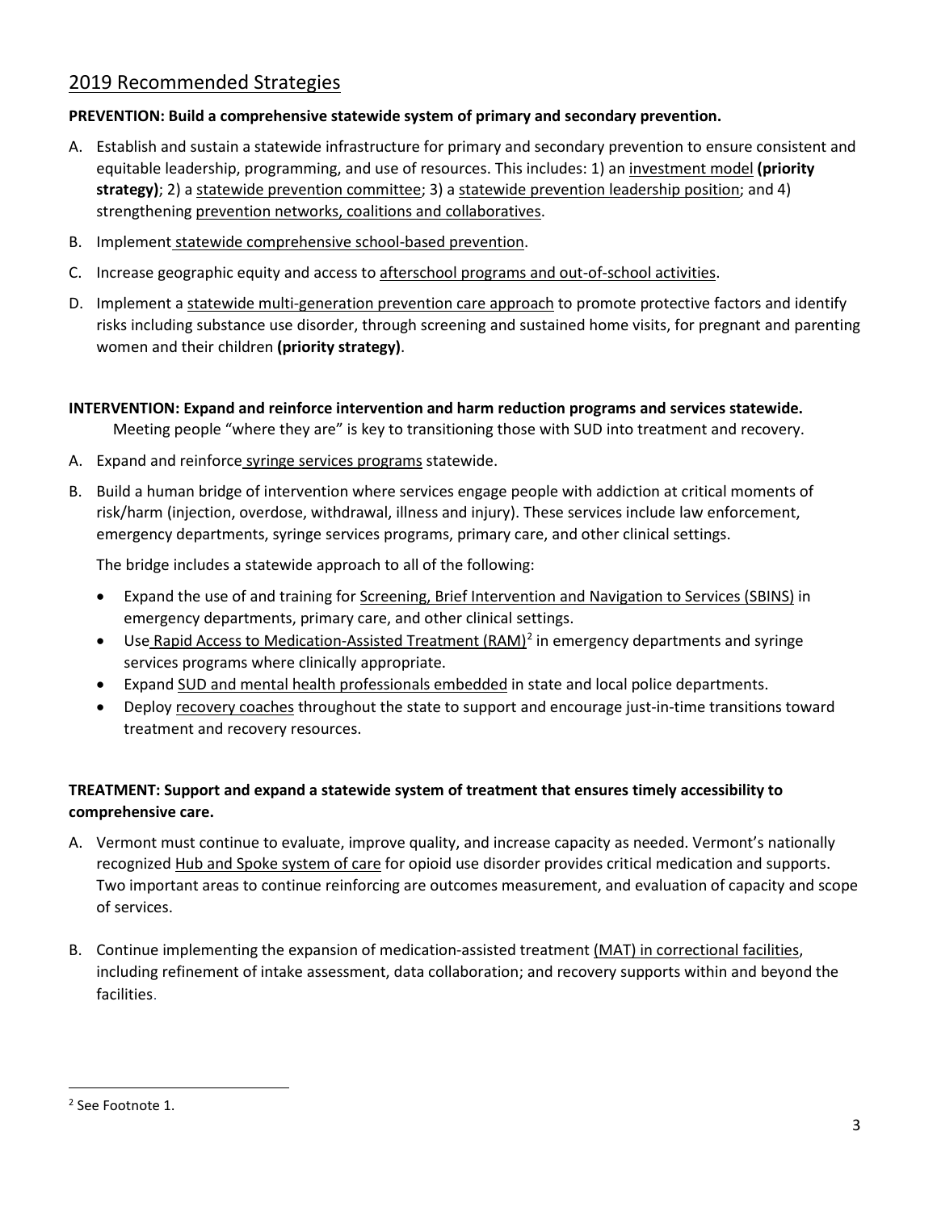## 2019 Recommended Strategies

**PREVENTION: Build a comprehensive statewide system of primary and secondary prevention.**

A. Establish and sustain a statewide infrastructure for primary and secondary prevention to ensure consistent and equitable leadership, programming, and use of resources. This includes: 1) an investment model **(priority strategy)**; 2) a statewide prevention committee; 3) a statewide prevention leadership position; and 4) strengthening prevention networks, coalitions and collaboratives.

B. Implement statewide comprehensive school-based prevention.

C. Increase geographic equity and access to afterschool programs and out-of-school activities.

D. Implement a statewide multi-generation prevention care approach to promote protective factors and identify risks including substance use disorder, through screening and sustained home visits, for pregnant and parenting women and their children **(priority strategy)**.

**INTERVENTION: Expand and reinforce intervention and harm reduction programs and services statewide.**
Meeting people "where they are" is key to transitioning those with SUD into treatment and recovery.

A. Expand and reinforce syringe services programs statewide.

B. Build a human bridge of intervention where services engage people with addiction at critical moments of risk/harm (injection, overdose, withdrawal, illness and injury). These services include law enforcement, emergency departments, syringe services programs, primary care, and other clinical settings.

   The bridge includes a statewide approach to all of the following:

   - Expand the use of and training for Screening, Brief Intervention and Navigation to Services (SBINS) in emergency departments, primary care, and other clinical settings.
   - Use Rapid Access to Medication-Assisted Treatment (RAM)[2] in emergency departments and syringe services programs where clinically appropriate.
   - Expand SUD and mental health professionals embedded in state and local police departments.
   - Deploy recovery coaches throughout the state to support and encourage just-in-time transitions toward treatment and recovery resources.

**TREATMENT: Support and expand a statewide system of treatment that ensures timely accessibility to comprehensive care.**

A. Vermont must continue to evaluate, improve quality, and increase capacity as needed. Vermont's nationally recognized Hub and Spoke system of care for opioid use disorder provides critical medication and supports. Two important areas to continue reinforcing are outcomes measurement, and evaluation of capacity and scope of services.

B. Continue implementing the expansion of medication-assisted treatment (MAT) in correctional facilities, including refinement of intake assessment, data collaboration; and recovery supports within and beyond the facilities.

---

[2] See Footnote 1.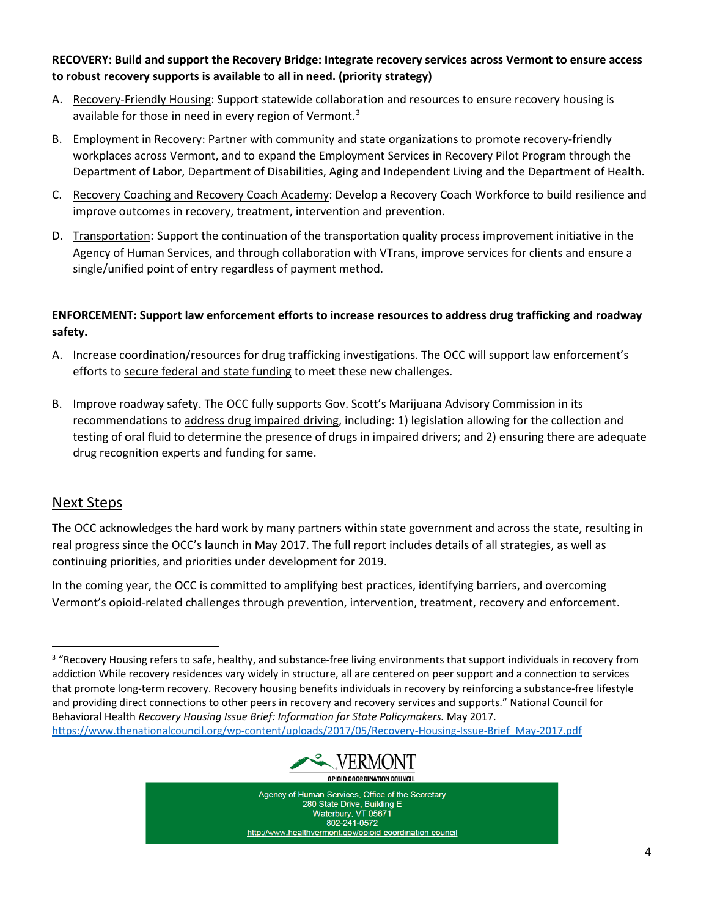**RECOVERY: Build and support the Recovery Bridge: Integrate recovery services across Vermont to ensure access to robust recovery supports is available to all in need. (priority strategy)**

A. Recovery-Friendly Housing: Support statewide collaboration and resources to ensure recovery housing is available for those in need in every region of Vermont.[3]

B. Employment in Recovery: Partner with community and state organizations to promote recovery-friendly workplaces across Vermont, and to expand the Employment Services in Recovery Pilot Program through the Department of Labor, Department of Disabilities, Aging and Independent Living and the Department of Health.

C. Recovery Coaching and Recovery Coach Academy: Develop a Recovery Coach Workforce to build resilience and improve outcomes in recovery, treatment, intervention and prevention.

D. Transportation: Support the continuation of the transportation quality process improvement initiative in the Agency of Human Services, and through collaboration with VTrans, improve services for clients and ensure a single/unified point of entry regardless of payment method.

**ENFORCEMENT: Support law enforcement efforts to increase resources to address drug trafficking and roadway safety.**

A. Increase coordination/resources for drug trafficking investigations. The OCC will support law enforcement's efforts to secure federal and state funding to meet these new challenges.

B. Improve roadway safety. The OCC fully supports Gov. Scott's Marijuana Advisory Commission in its recommendations to address drug impaired driving, including: 1) legislation allowing for the collection and testing of oral fluid to determine the presence of drugs in impaired drivers; and 2) ensuring there are adequate drug recognition experts and funding for same.

## Next Steps

The OCC acknowledges the hard work by many partners within state government and across the state, resulting in real progress since the OCC's launch in May 2017. The full report includes details of all strategies, as well as continuing priorities, and priorities under development for 2019.

In the coming year, the OCC is committed to amplifying best practices, identifying barriers, and overcoming Vermont's opioid-related challenges through prevention, intervention, treatment, recovery and enforcement.

---

[3] "Recovery Housing refers to safe, healthy, and substance-free living environments that support individuals in recovery from addiction While recovery residences vary widely in structure, all are centered on peer support and a connection to services that promote long-term recovery. Recovery housing benefits individuals in recovery by reinforcing a substance-free lifestyle and providing direct connections to other peers in recovery and recovery services and supports." National Council for Behavioral Health *Recovery Housing Issue Brief: Information for State Policymakers.* May 2017. https://www.thenationalcouncil.org/wp-content/uploads/2017/05/Recovery-Housing-Issue-Brief_May-2017.pdf

VERMONT
OPIOID COORDINATION COUNCIL

Agency of Human Services, Office of the Secretary
280 State Drive, Building E
Waterbury, VT 05671
802-241-0572
http://www.healthvermont.gov/opioid-coordination-council